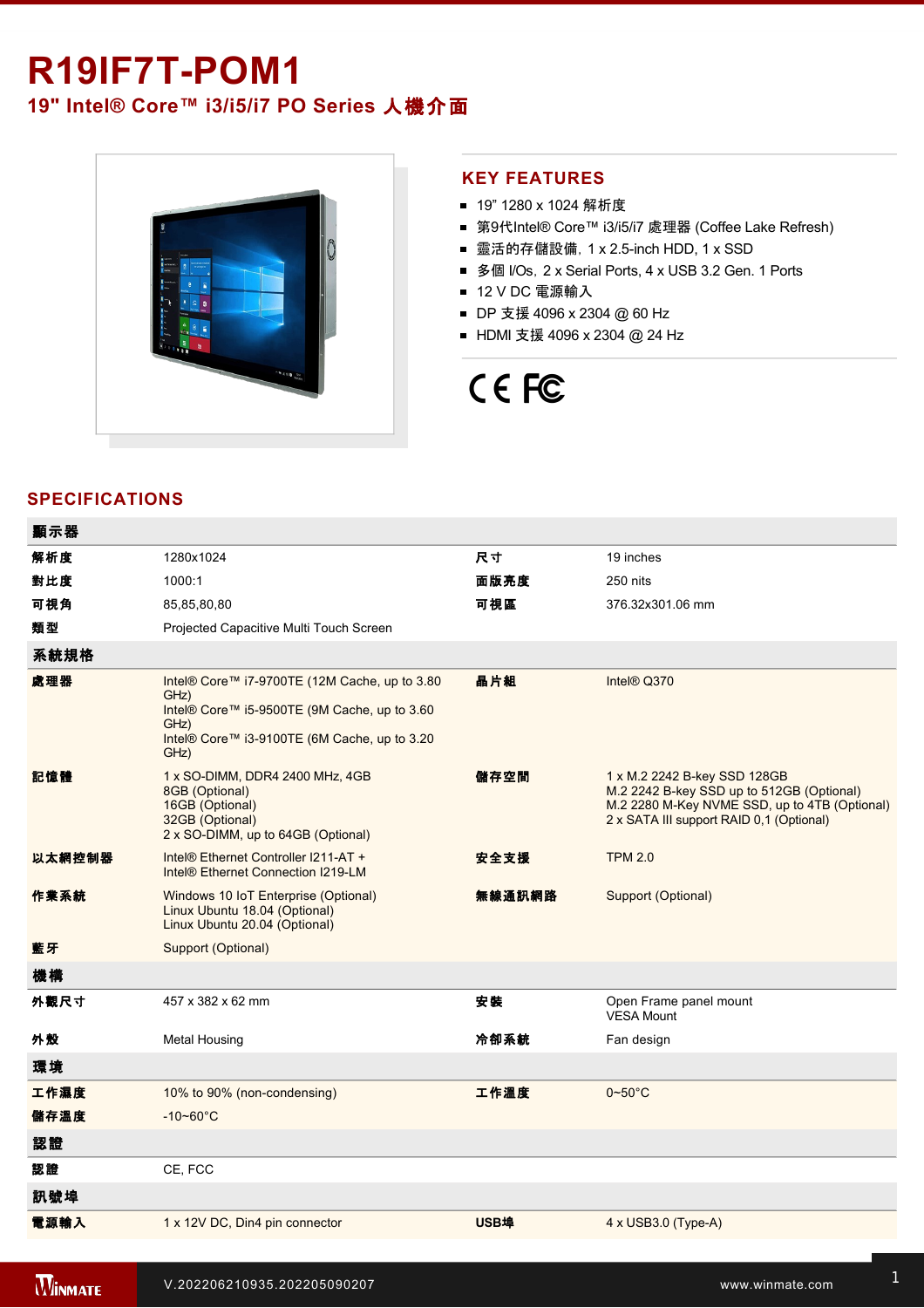# R19IF7T-POM1

## 19" Intel® Core™ i3/i5/i7 PO Series 人機介面

## KEY FEATURES

- 19" 1280 x 1024 解析度
- 第9代Intel® Core™ i3/i5/i7 處理器 (Coffee Lake Refresh)
- 靈活的存儲設備, 1 x 2.5-inch HDD, 1 x SSD
- 多個 I/Os, 2 x Serial Ports, 4 x USB 3.2 Gen. 1 Ports
- 12 V DC 電源輸入
- DP 支援 4096 x 2304 @ 60 Hz
- HDMI 支援 4096 x 2304 @ 24 Hz

CE FC

## SPECIFICATIONS

| | | | |
|---|---|---|---|
| **顯示器** | | | |
| **解析度** | 1280x1024 | **尺寸** | 19 inches |
| **對比度** | 1000:1 | **面版亮度** | 250 nits |
| **可視角** | 85,85,80,80 | **可視區** | 376.32x301.06 mm |
| **類型** | Projected Capacitive Multi Touch Screen | | |
| **系統規格** | | | |
| **處理器** | Intel® Core™ i7-9700TE (12M Cache, up to 3.80 GHz)<br>Intel® Core™ i5-9500TE (9M Cache, up to 3.60 GHz)<br>Intel® Core™ i3-9100TE (6M Cache, up to 3.20 GHz) | **晶片組** | Intel® Q370 |
| **記憶體** | 1 x SO-DIMM, DDR4 2400 MHz, 4GB<br>8GB (Optional)<br>16GB (Optional)<br>32GB (Optional)<br>2 x SO-DIMM, up to 64GB (Optional) | **儲存空間** | 1 x M.2 2242 B-key SSD 128GB<br>M.2 2242 B-key SSD up to 512GB (Optional)<br>M.2 2280 M-Key NVME SSD, up to 4TB (Optional)<br>2 x SATA III support RAID 0,1 (Optional) |
| **以太網控制器** | Intel® Ethernet Controller I211-AT +<br>Intel® Ethernet Connection I219-LM | **安全支援** | TPM 2.0 |
| **作業系統** | Windows 10 IoT Enterprise (Optional)<br>Linux Ubuntu 18.04 (Optional)<br>Linux Ubuntu 20.04 (Optional) | **無線通訊網路** | Support (Optional) |
| **藍牙** | Support (Optional) | | |
| **機構** | | | |
| **外觀尺寸** | 457 x 382 x 62 mm | **安裝** | Open Frame panel mount<br>VESA Mount |
| **外殼** | Metal Housing | **冷卻系統** | Fan design |
| **環境** | | | |
| **工作濕度** | 10% to 90% (non-condensing) | **工作溫度** | 0~50°C |
| **儲存溫度** | -10~60°C | | |
| **認證** | | | |
| **認證** | CE, FCC | | |
| **訊號埠** | | | |
| **電源輸入** | 1 x 12V DC, Din4 pin connector | **USB埠** | 4 x USB3.0 (Type-A) |

WINMATE V.202206210935.202205090207 www.winmate.com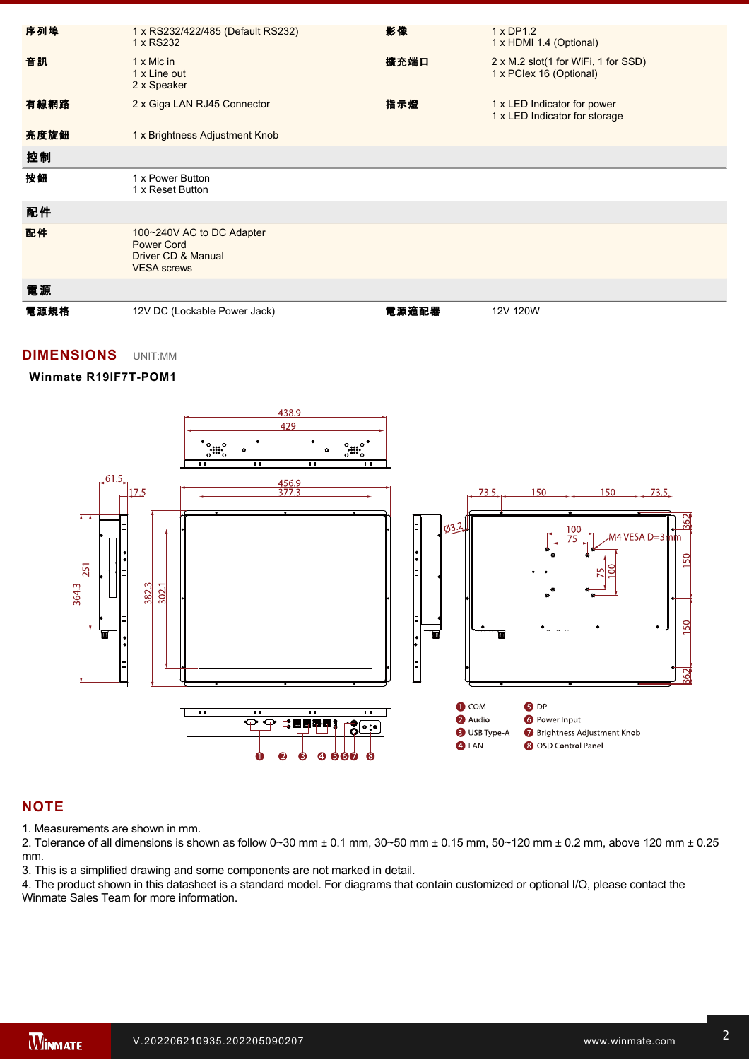| | | | |
|---|---|---|---|
| 序列埠 | 1 x RS232/422/485 (Default RS232)<br>1 x RS232 | 影像 | 1 x DP1.2<br>1 x HDMI 1.4 (Optional) |
| 音訊 | 1 x Mic in<br>1 x Line out<br>2 x Speaker | 擴充端口 | 2 x M.2 slot(1 for WiFi, 1 for SSD)<br>1 x PCIex 16 (Optional) |
| 有線網路 | 2 x Giga LAN RJ45 Connector | 指示燈 | 1 x LED Indicator for power<br>1 x LED Indicator for storage |
| 亮度旋鈕 | 1 x Brightness Adjustment Knob | | |
| **控制** | | | |
| 按鈕 | 1 x Power Button<br>1 x Reset Button | | |
| **配件** | | | |
| 配件 | 100~240V AC to DC Adapter<br>Power Cord<br>Driver CD & Manual<br>VESA screws | | |
| **電源** | | | |
| 電源規格 | 12V DC (Lockable Power Jack) | 電源適配器 | 12V 120W |

## DIMENSIONS UNIT:MM

**Winmate R19IF7T-POM1**

438.9
429
61.5
17.5
456.9
377.3
364.3
251
382.3
302.1
73.5 150 150 73.5
Ø3.2
100
75
M4 VESA D=3mm
75
100
36.2
150
150
36.2

1 COM
2 Audio
3 USB Type-A
4 LAN
5 DP
6 Power Input
7 Brightness Adjustment Knob
8 OSD Control Panel

## NOTE

1. Measurements are shown in mm.
2. Tolerance of all dimensions is shown as follow 0~30 mm ± 0.1 mm, 30~50 mm ± 0.15 mm, 50~120 mm ± 0.2 mm, above 120 mm ± 0.25 mm.
3. This is a simplified drawing and some components are not marked in detail.
4. The product shown in this datasheet is a standard model. For diagrams that contain customized or optional I/O, please contact the Winmate Sales Team for more information.

V.202206210935.202205090207